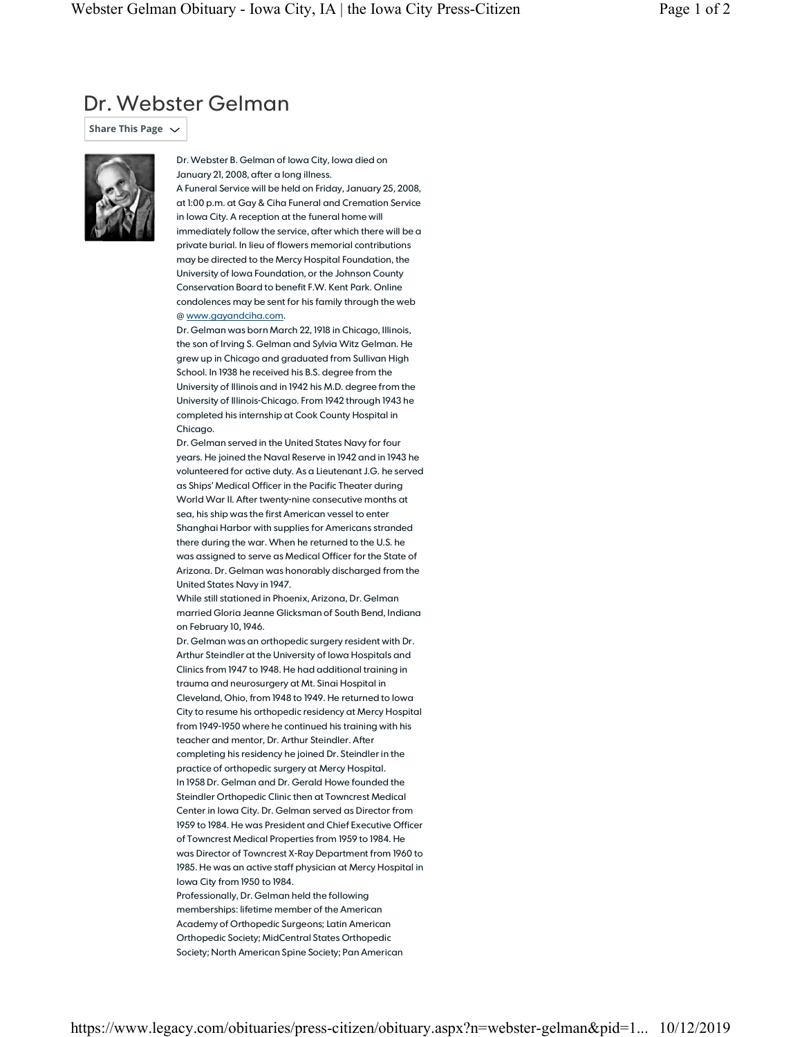# Dr. Webster Gelman

Share This Page

Dr. Webster B. Gelman of Iowa City, Iowa died on January 21, 2008, after a long illness.

A Funeral Service will be held on Friday, January 25, 2008, at 1:00 p.m. at Gay & Ciha Funeral and Cremation Service in Iowa City. A reception at the funeral home will immediately follow the service, after which there will be a private burial. In lieu of flowers memorial contributions may be directed to the Mercy Hospital Foundation, the University of Iowa Foundation, or the Johnson County Conservation Board to benefit F.W. Kent Park. Online condolences may be sent for his family through the web @ www.gayandciha.com.

Dr. Gelman was born March 22, 1918 in Chicago, Illinois, the son of Irving S. Gelman and Sylvia Witz Gelman. He grew up in Chicago and graduated from Sullivan High School. In 1938 he received his B.S. degree from the University of Illinois and in 1942 his M.D. degree from the University of Illinois-Chicago. From 1942 through 1943 he completed his internship at Cook County Hospital in Chicago.

Dr. Gelman served in the United States Navy for four years. He joined the Naval Reserve in 1942 and in 1943 he volunteered for active duty. As a Lieutenant J.G. he served as Ships' Medical Officer in the Pacific Theater during World War II. After twenty-nine consecutive months at sea, his ship was the first American vessel to enter Shanghai Harbor with supplies for Americans stranded there during the war. When he returned to the U.S. he was assigned to serve as Medical Officer for the State of Arizona. Dr. Gelman was honorably discharged from the United States Navy in 1947.

While still stationed in Phoenix, Arizona, Dr. Gelman married Gloria Jeanne Glicksman of South Bend, Indiana on February 10, 1946.

Dr. Gelman was an orthopedic surgery resident with Dr. Arthur Steindler at the University of Iowa Hospitals and Clinics from 1947 to 1948. He had additional training in trauma and neurosurgery at Mt. Sinai Hospital in Cleveland, Ohio, from 1948 to 1949. He returned to Iowa City to resume his orthopedic residency at Mercy Hospital from 1949-1950 where he continued his training with his teacher and mentor, Dr. Arthur Steindler. After completing his residency he joined Dr. Steindler in the practice of orthopedic surgery at Mercy Hospital.

In 1958 Dr. Gelman and Dr. Gerald Howe founded the Steindler Orthopedic Clinic then at Towncrest Medical Center in Iowa City. Dr. Gelman served as Director from 1959 to 1984. He was President and Chief Executive Officer of Towncrest Medical Properties from 1959 to 1984. He was Director of Towncrest X-Ray Department from 1960 to 1985. He was an active staff physician at Mercy Hospital in Iowa City from 1950 to 1984.

Professionally, Dr. Gelman held the following memberships: lifetime member of the American Academy of Orthopedic Surgeons; Latin American Orthopedic Society; MidCentral States Orthopedic Society; North American Spine Society; Pan American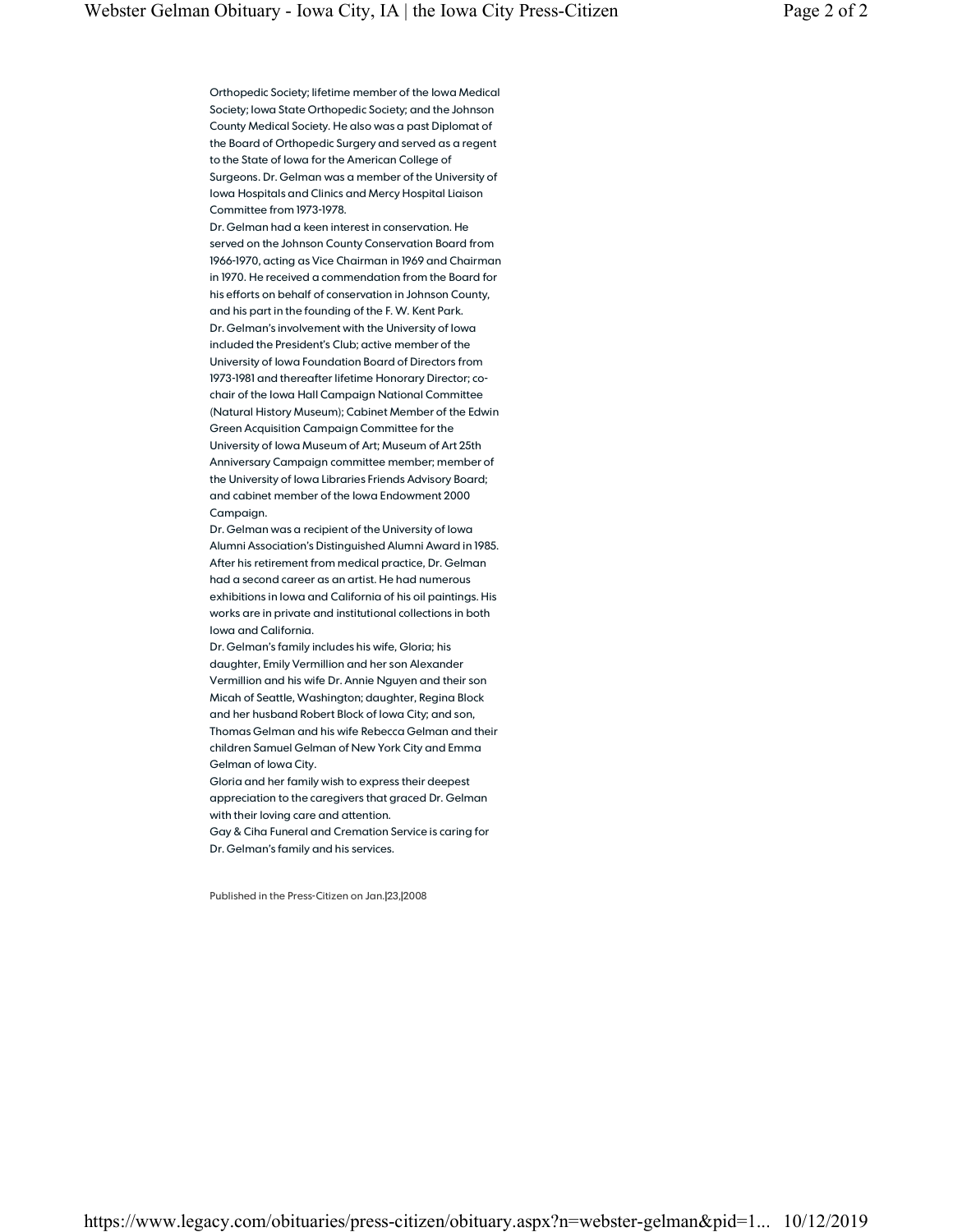Orthopedic Society; lifetime member of the Iowa Medical Society; Iowa State Orthopedic Society; and the Johnson County Medical Society. He also was a past Diplomat of the Board of Orthopedic Surgery and served as a regent to the State of Iowa for the American College of Surgeons. Dr. Gelman was a member of the University of Iowa Hospitals and Clinics and Mercy Hospital Liaison Committee from 1973-1978.

Dr. Gelman had a keen interest in conservation. He served on the Johnson County Conservation Board from 1966-1970, acting as Vice Chairman in 1969 and Chairman in 1970. He received a commendation from the Board for his efforts on behalf of conservation in Johnson County, and his part in the founding of the F. W. Kent Park.

Dr. Gelman's involvement with the University of Iowa included the President's Club; active member of the University of Iowa Foundation Board of Directors from 1973-1981 and thereafter lifetime Honorary Director; co-chair of the Iowa Hall Campaign National Committee (Natural History Museum); Cabinet Member of the Edwin Green Acquisition Campaign Committee for the University of Iowa Museum of Art; Museum of Art 25th Anniversary Campaign committee member; member of the University of Iowa Libraries Friends Advisory Board; and cabinet member of the Iowa Endowment 2000 Campaign.

Dr. Gelman was a recipient of the University of Iowa Alumni Association's Distinguished Alumni Award in 1985.

After his retirement from medical practice, Dr. Gelman had a second career as an artist. He had numerous exhibitions in Iowa and California of his oil paintings. His works are in private and institutional collections in both Iowa and California.

Dr. Gelman's family includes his wife, Gloria; his daughter, Emily Vermillion and her son Alexander Vermillion and his wife Dr. Annie Nguyen and their son Micah of Seattle, Washington; daughter, Regina Block and her husband Robert Block of Iowa City; and son, Thomas Gelman and his wife Rebecca Gelman and their children Samuel Gelman of New York City and Emma Gelman of Iowa City.

Gloria and her family wish to express their deepest appreciation to the caregivers that graced Dr. Gelman with their loving care and attention.

Gay & Ciha Funeral and Cremation Service is caring for Dr. Gelman's family and his services.

Published in the Press-Citizen on Jan. 23, 2008